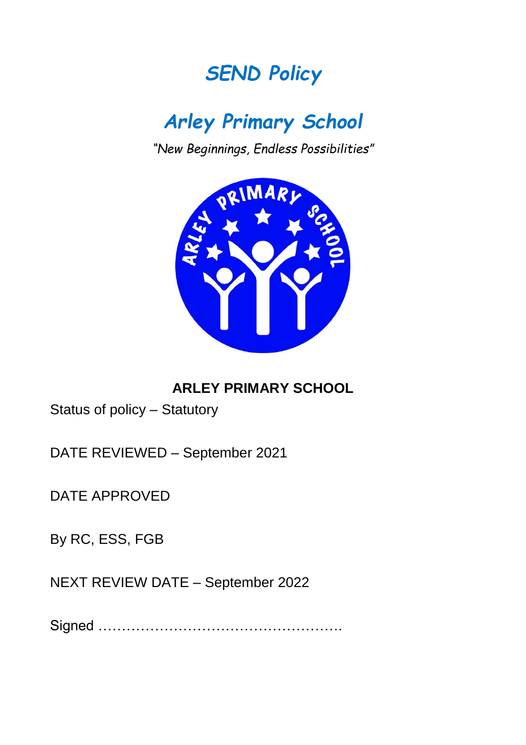# *SEND Policy*

## *Arley Primary School*

*"New Beginnings, Endless Possibilities"*

**ARLEY PRIMARY SCHOOL**

Status of policy – Statutory

DATE REVIEWED – September 2021

DATE APPROVED

By RC, ESS, FGB

NEXT REVIEW DATE – September 2022

Signed ……………………………………………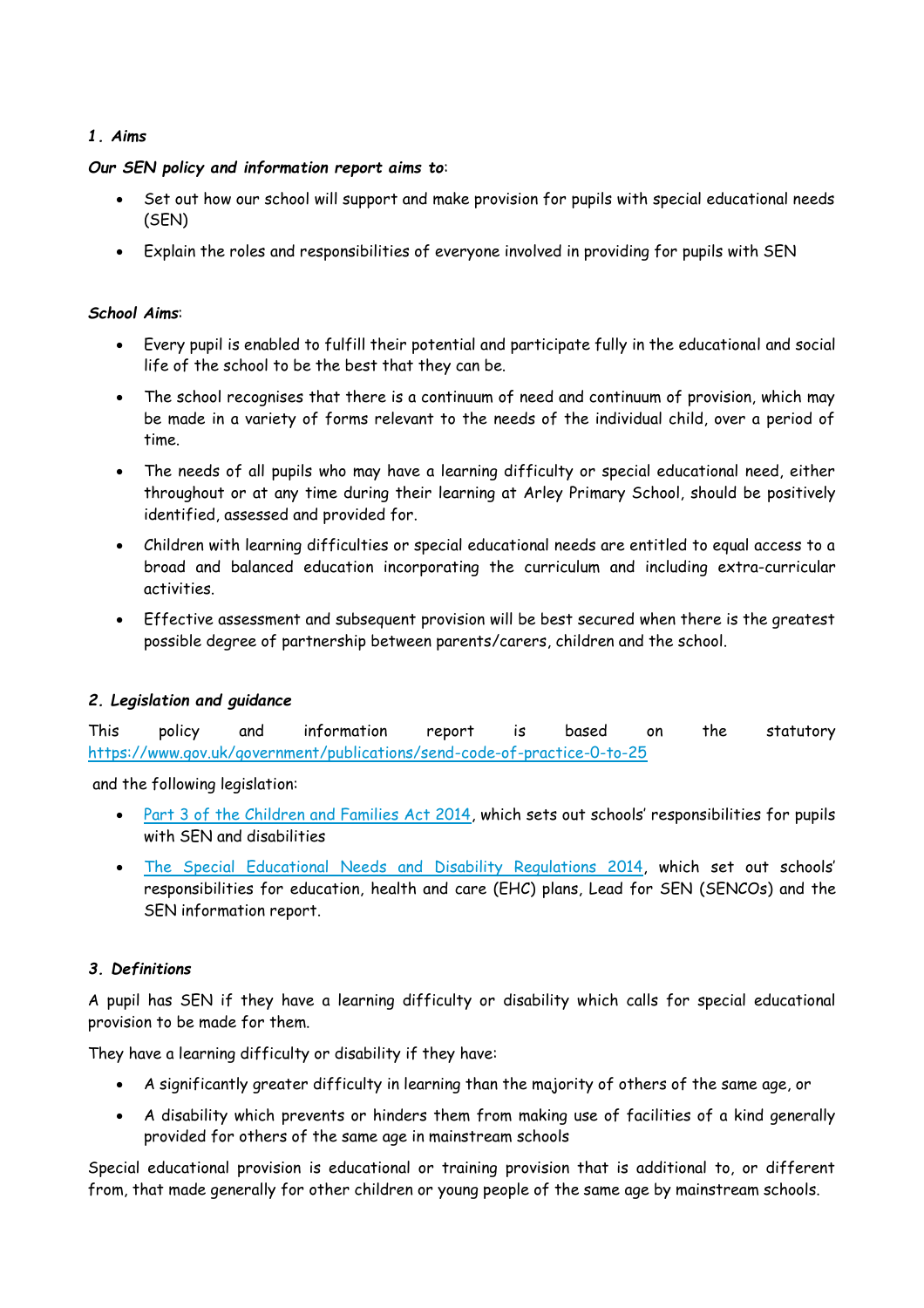### *1. Aims*

***Our SEN policy and information report aims to***:

- Set out how our school will support and make provision for pupils with special educational needs (SEN)
- Explain the roles and responsibilities of everyone involved in providing for pupils with SEN

***School Aims***:

- Every pupil is enabled to fulfill their potential and participate fully in the educational and social life of the school to be the best that they can be.
- The school recognises that there is a continuum of need and continuum of provision, which may be made in a variety of forms relevant to the needs of the individual child, over a period of time.
- The needs of all pupils who may have a learning difficulty or special educational need, either throughout or at any time during their learning at Arley Primary School, should be positively identified, assessed and provided for.
- Children with learning difficulties or special educational needs are entitled to equal access to a broad and balanced education incorporating the curriculum and including extra-curricular activities.
- Effective assessment and subsequent provision will be best secured when there is the greatest possible degree of partnership between parents/carers, children and the school.

### *2. Legislation and guidance*

This policy and information report is based on the statutory [https://www.gov.uk/government/publications/send-code-of-practice-0-to-25](https://www.gov.uk/government/publications/send-code-of-practice-0-to-25)

and the following legislation:

- Part 3 of the Children and Families Act 2014, which sets out schools' responsibilities for pupils with SEN and disabilities
- The Special Educational Needs and Disability Regulations 2014, which set out schools' responsibilities for education, health and care (EHC) plans, Lead for SEN (SENCOs) and the SEN information report.

### *3. Definitions*

A pupil has SEN if they have a learning difficulty or disability which calls for special educational provision to be made for them.

They have a learning difficulty or disability if they have:

- A significantly greater difficulty in learning than the majority of others of the same age, or
- A disability which prevents or hinders them from making use of facilities of a kind generally provided for others of the same age in mainstream schools

Special educational provision is educational or training provision that is additional to, or different from, that made generally for other children or young people of the same age by mainstream schools.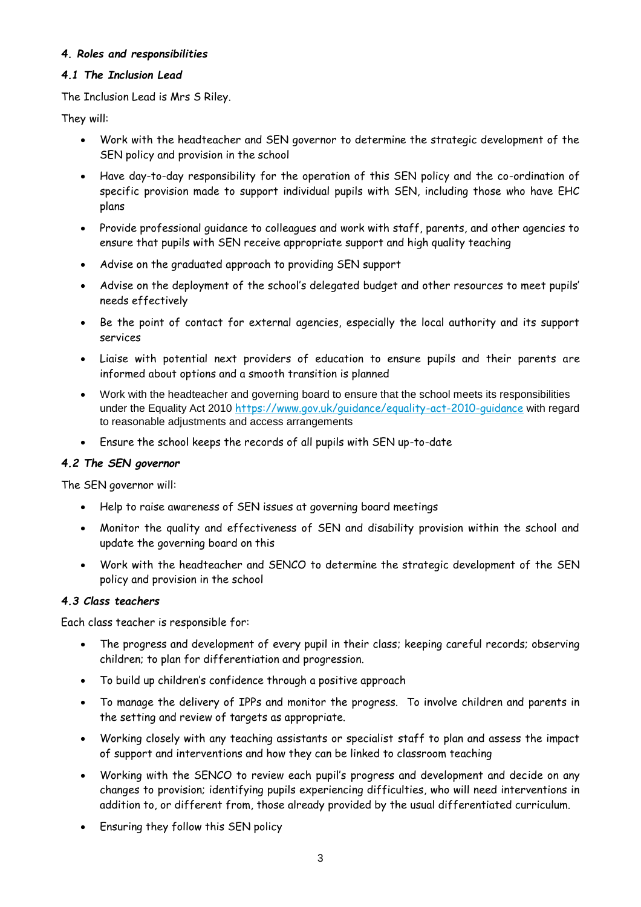### *4. Roles and responsibilities*

#### *4.1 The Inclusion Lead*

The Inclusion Lead is Mrs S Riley.

They will:

- Work with the headteacher and SEN governor to determine the strategic development of the SEN policy and provision in the school
- Have day-to-day responsibility for the operation of this SEN policy and the co-ordination of specific provision made to support individual pupils with SEN, including those who have EHC plans
- Provide professional guidance to colleagues and work with staff, parents, and other agencies to ensure that pupils with SEN receive appropriate support and high quality teaching
- Advise on the graduated approach to providing SEN support
- Advise on the deployment of the school's delegated budget and other resources to meet pupils' needs effectively
- Be the point of contact for external agencies, especially the local authority and its support services
- Liaise with potential next providers of education to ensure pupils and their parents are informed about options and a smooth transition is planned
- Work with the headteacher and governing board to ensure that the school meets its responsibilities under the Equality Act 2010 [https://www.gov.uk/guidance/equality-act-2010-guidance](https://www.gov.uk/guidance/equality-act-2010-guidance) with regard to reasonable adjustments and access arrangements
- Ensure the school keeps the records of all pupils with SEN up-to-date

#### *4.2 The SEN governor*

The SEN governor will:

- Help to raise awareness of SEN issues at governing board meetings
- Monitor the quality and effectiveness of SEN and disability provision within the school and update the governing board on this
- Work with the headteacher and SENCO to determine the strategic development of the SEN policy and provision in the school

#### *4.3 Class teachers*

Each class teacher is responsible for:

- The progress and development of every pupil in their class; keeping careful records; observing children; to plan for differentiation and progression.
- To build up children's confidence through a positive approach
- To manage the delivery of IPPs and monitor the progress. To involve children and parents in the setting and review of targets as appropriate.
- Working closely with any teaching assistants or specialist staff to plan and assess the impact of support and interventions and how they can be linked to classroom teaching
- Working with the SENCO to review each pupil's progress and development and decide on any changes to provision; identifying pupils experiencing difficulties, who will need interventions in addition to, or different from, those already provided by the usual differentiated curriculum.
- Ensuring they follow this SEN policy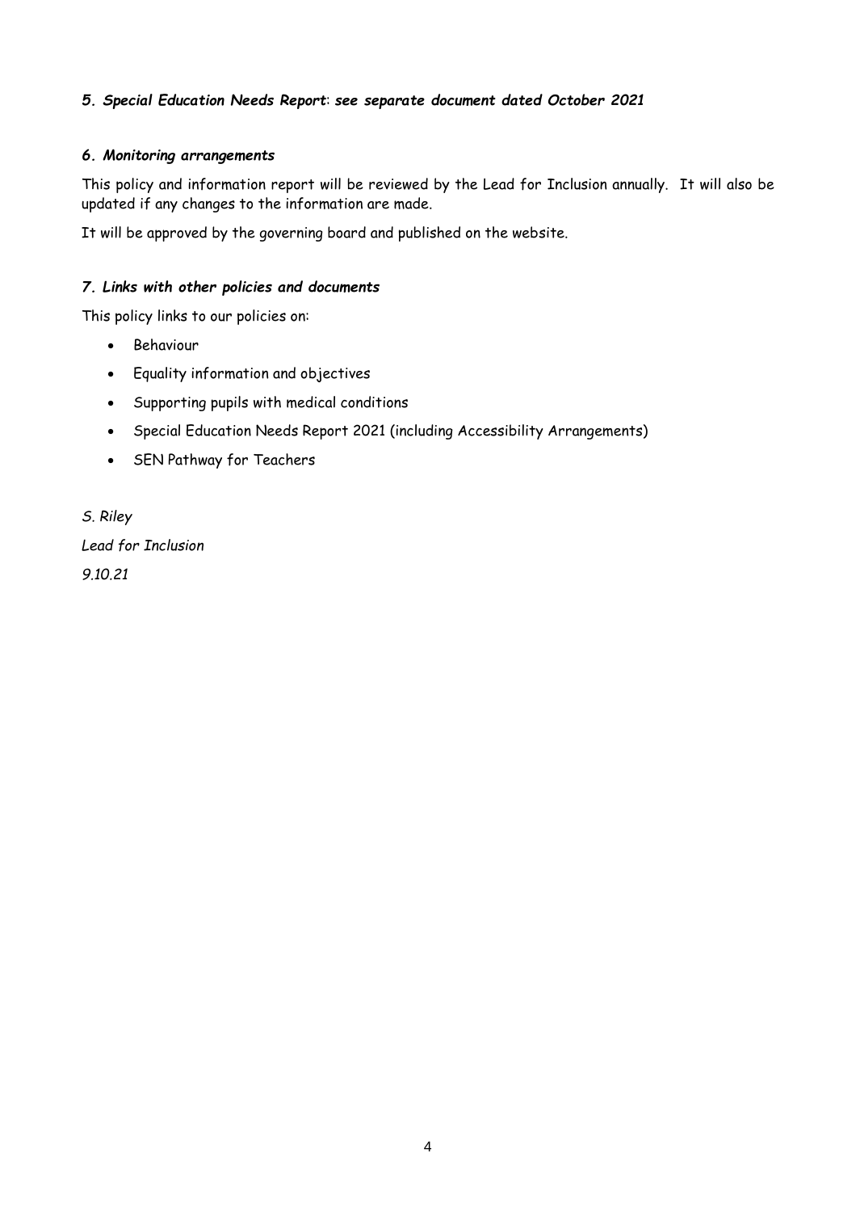### *5. Special Education Needs Report*: *see separate document dated October 2021*

### *6. Monitoring arrangements*

This policy and information report will be reviewed by the Lead for Inclusion annually. It will also be updated if any changes to the information are made.

It will be approved by the governing board and published on the website.

### *7. Links with other policies and documents*

This policy links to our policies on:

- Behaviour
- Equality information and objectives
- Supporting pupils with medical conditions
- Special Education Needs Report 2021 (including Accessibility Arrangements)
- SEN Pathway for Teachers

*S. Riley*

*Lead for Inclusion*

*9.10.21*